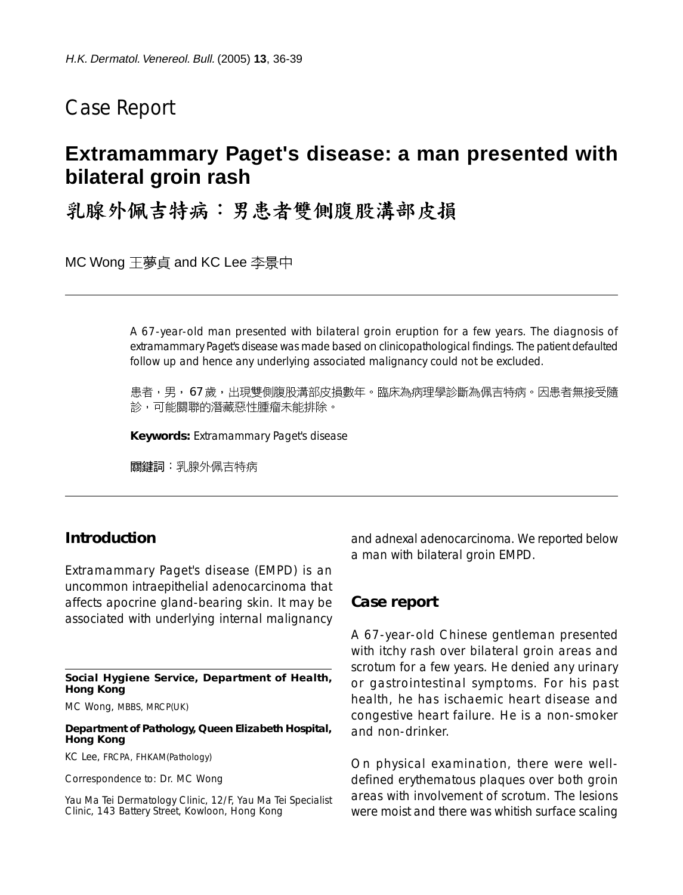Case Report

# Extramammary Paget's disease: a man presented with bilateral groin rash

# 乳腺外佩吉特病：男患者雙側腹股溝部皮損

MC Wong 王夢貞 and KC Lee 李景中

A 67-year-old man presented with bilateral groin eruption for a few years. The diagnosis of extramammary Paget's disease was made based on clinicopathological findings. The patient defaulted follow up and hence any underlying associated malignancy could not be excluded.

患者，男，67 歲，出現雙側腹股溝部皮損數年。臨床為病理學診斷為佩吉特病。因患者無接受隨診，可能關聯的潛藏惡性腫瘤未能排除。

**Keywords:** Extramammary Paget's disease

**關鍵詞**：乳腺外佩吉特病

## Introduction

Extramammary Paget's disease (EMPD) is an uncommon intraepithelial adenocarcinoma that affects apocrine gland-bearing skin. It may be associated with underlying internal malignancy and adnexal adenocarcinoma. We reported below a man with bilateral groin EMPD.

## Case report

A 67-year-old Chinese gentleman presented with itchy rash over bilateral groin areas and scrotum for a few years. He denied any urinary or gastrointestinal symptoms. For his past health, he has ischaemic heart disease and congestive heart failure. He is a non-smoker and non-drinker.

On physical examination, there were well-defined erythematous plaques over both groin areas with involvement of scrotum. The lesions were moist and there was whitish surface scaling

---

**Social Hygiene Service, Department of Health, Hong Kong**

MC Wong, MBBS, MRCP(UK)

**Department of Pathology, Queen Elizabeth Hospital, Hong Kong**

KC Lee, FRCPA, FHKAM(Pathology)

Correspondence to: Dr. MC Wong

Yau Ma Tei Dermatology Clinic, 12/F, Yau Ma Tei Specialist Clinic, 143 Battery Street, Kowloon, Hong Kong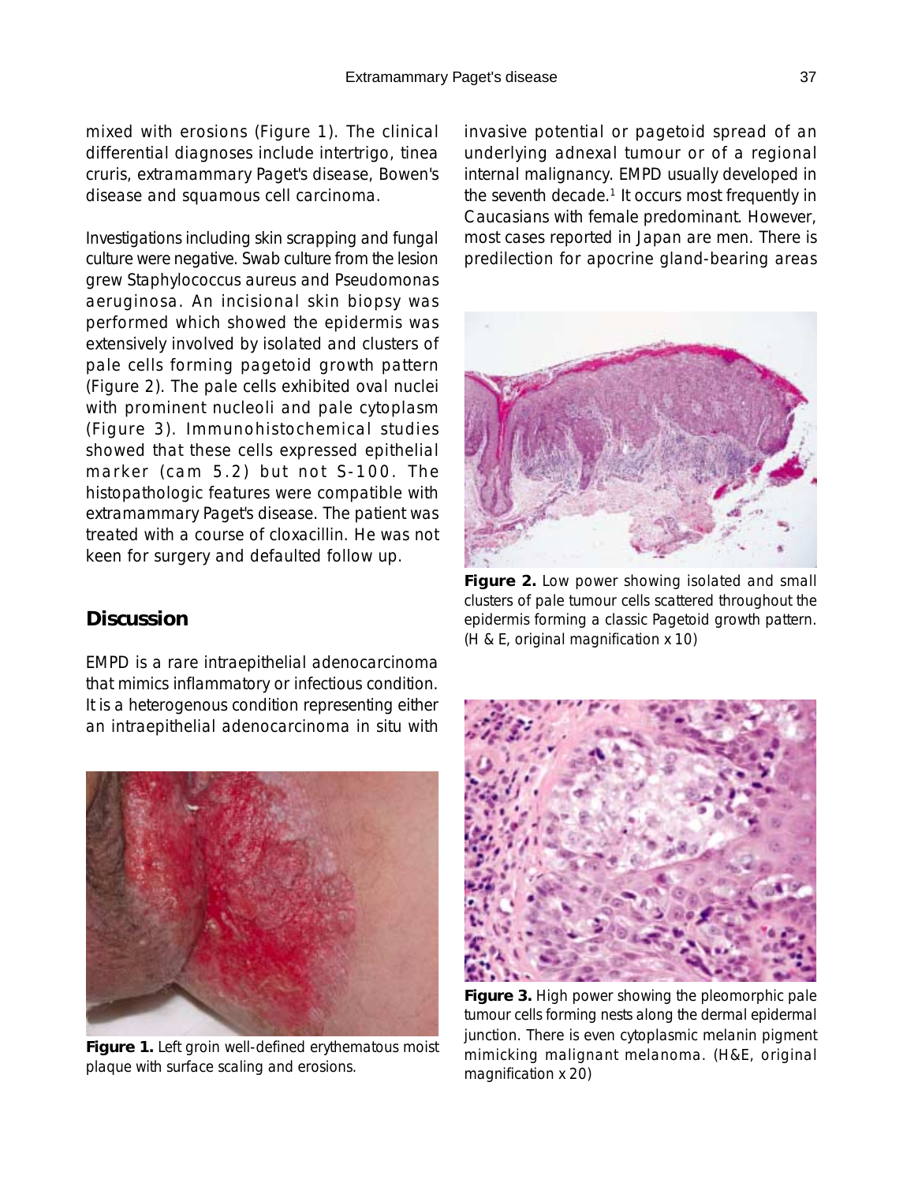mixed with erosions (Figure 1). The clinical differential diagnoses include intertrigo, tinea cruris, extramammary Paget's disease, Bowen's disease and squamous cell carcinoma.

Investigations including skin scrapping and fungal culture were negative. Swab culture from the lesion grew Staphylococcus aureus and Pseudomonas aeruginosa. An incisional skin biopsy was performed which showed the epidermis was extensively involved by isolated and clusters of pale cells forming pagetoid growth pattern (Figure 2). The pale cells exhibited oval nuclei with prominent nucleoli and pale cytoplasm (Figure 3). Immunohistochemical studies showed that these cells expressed epithelial marker (cam 5.2) but not S-100. The histopathologic features were compatible with extramammary Paget's disease. The patient was treated with a course of cloxacillin. He was not keen for surgery and defaulted follow up.

## Discussion

EMPD is a rare intraepithelial adenocarcinoma that mimics inflammatory or infectious condition. It is a heterogenous condition representing either an intraepithelial adenocarcinoma in situ with invasive potential or pagetoid spread of an underlying adnexal tumour or of a regional internal malignancy. EMPD usually developed in the seventh decade.[1] It occurs most frequently in Caucasians with female predominant. However, most cases reported in Japan are men. There is predilection for apocrine gland-bearing areas

**Figure 1.** Left groin well-defined erythematous moist plaque with surface scaling and erosions.

**Figure 2.** Low power showing isolated and small clusters of pale tumour cells scattered throughout the epidermis forming a classic Pagetoid growth pattern. (H & E, original magnification x 10)

**Figure 3.** High power showing the pleomorphic pale tumour cells forming nests along the dermal epidermal junction. There is even cytoplasmic melanin pigment mimicking malignant melanoma. (H&E, original magnification x 20)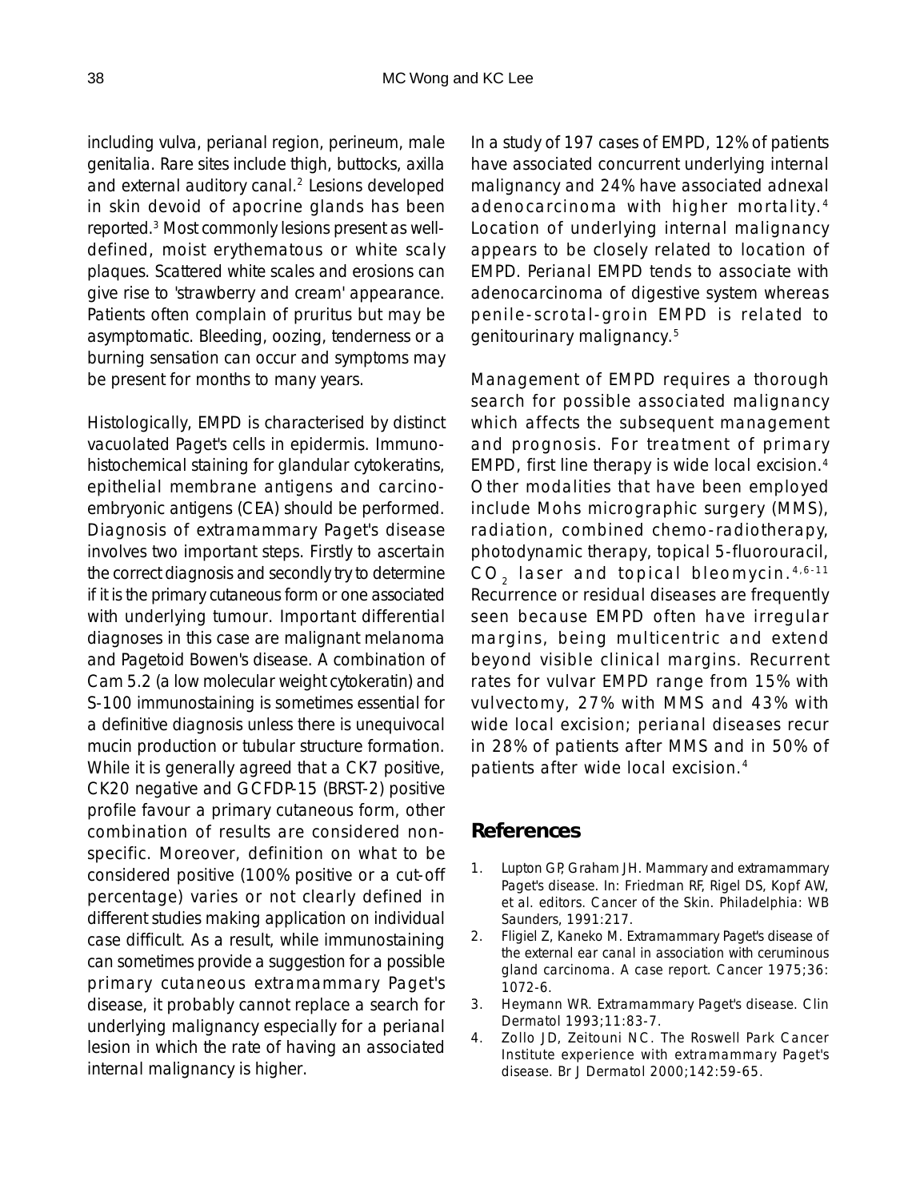including vulva, perianal region, perineum, male genitalia. Rare sites include thigh, buttocks, axilla and external auditory canal.[2] Lesions developed in skin devoid of apocrine glands has been reported.[3] Most commonly lesions present as well-defined, moist erythematous or white scaly plaques. Scattered white scales and erosions can give rise to 'strawberry and cream' appearance. Patients often complain of pruritus but may be asymptomatic. Bleeding, oozing, tenderness or a burning sensation can occur and symptoms may be present for months to many years.

Histologically, EMPD is characterised by distinct vacuolated Paget's cells in epidermis. Immunohistochemical staining for glandular cytokeratins, epithelial membrane antigens and carcinoembryonic antigens (CEA) should be performed. Diagnosis of extramammary Paget's disease involves two important steps. Firstly to ascertain the correct diagnosis and secondly try to determine if it is the primary cutaneous form or one associated with underlying tumour. Important differential diagnoses in this case are malignant melanoma and Pagetoid Bowen's disease. A combination of Cam 5.2 (a low molecular weight cytokeratin) and S-100 immunostaining is sometimes essential for a definitive diagnosis unless there is unequivocal mucin production or tubular structure formation. While it is generally agreed that a CK7 positive, CK20 negative and GCFDP-15 (BRST-2) positive profile favour a primary cutaneous form, other combination of results are considered non-specific. Moreover, definition on what to be considered positive (100% positive or a cut-off percentage) varies or not clearly defined in different studies making application on individual case difficult. As a result, while immunostaining can sometimes provide a suggestion for a possible primary cutaneous extramammary Paget's disease, it probably cannot replace a search for underlying malignancy especially for a perianal lesion in which the rate of having an associated internal malignancy is higher.

In a study of 197 cases of EMPD, 12% of patients have associated concurrent underlying internal malignancy and 24% have associated adnexal adenocarcinoma with higher mortality.[4] Location of underlying internal malignancy appears to be closely related to location of EMPD. Perianal EMPD tends to associate with adenocarcinoma of digestive system whereas penile-scrotal-groin EMPD is related to genitourinary malignancy.[5]

Management of EMPD requires a thorough search for possible associated malignancy which affects the subsequent management and prognosis. For treatment of primary EMPD, first line therapy is wide local excision.[4] Other modalities that have been employed include Mohs micrographic surgery (MMS), radiation, combined chemo-radiotherapy, photodynamic therapy, topical 5-fluorouracil, $CO_2$ laser and topical bleomycin.[4,6-11] Recurrence or residual diseases are frequently seen because EMPD often have irregular margins, being multicentric and extend beyond visible clinical margins. Recurrent rates for vulvar EMPD range from 15% with vulvectomy, 27% with MMS and 43% with wide local excision; perianal diseases recur in 28% of patients after MMS and in 50% of patients after wide local excision.[4]

## References

1. Lupton GP, Graham JH. Mammary and extramammary Paget's disease. In: Friedman RF, Rigel DS, Kopf AW, et al. editors. Cancer of the Skin. Philadelphia: WB Saunders, 1991:217.
2. Fligiel Z, Kaneko M. Extramammary Paget's disease of the external ear canal in association with ceruminous gland carcinoma. A case report. Cancer 1975;36: 1072-6.
3. Heymann WR. Extramammary Paget's disease. Clin Dermatol 1993;11:83-7.
4. Zollo JD, Zeitouni NC. The Roswell Park Cancer Institute experience with extramammary Paget's disease. Br J Dermatol 2000;142:59-65.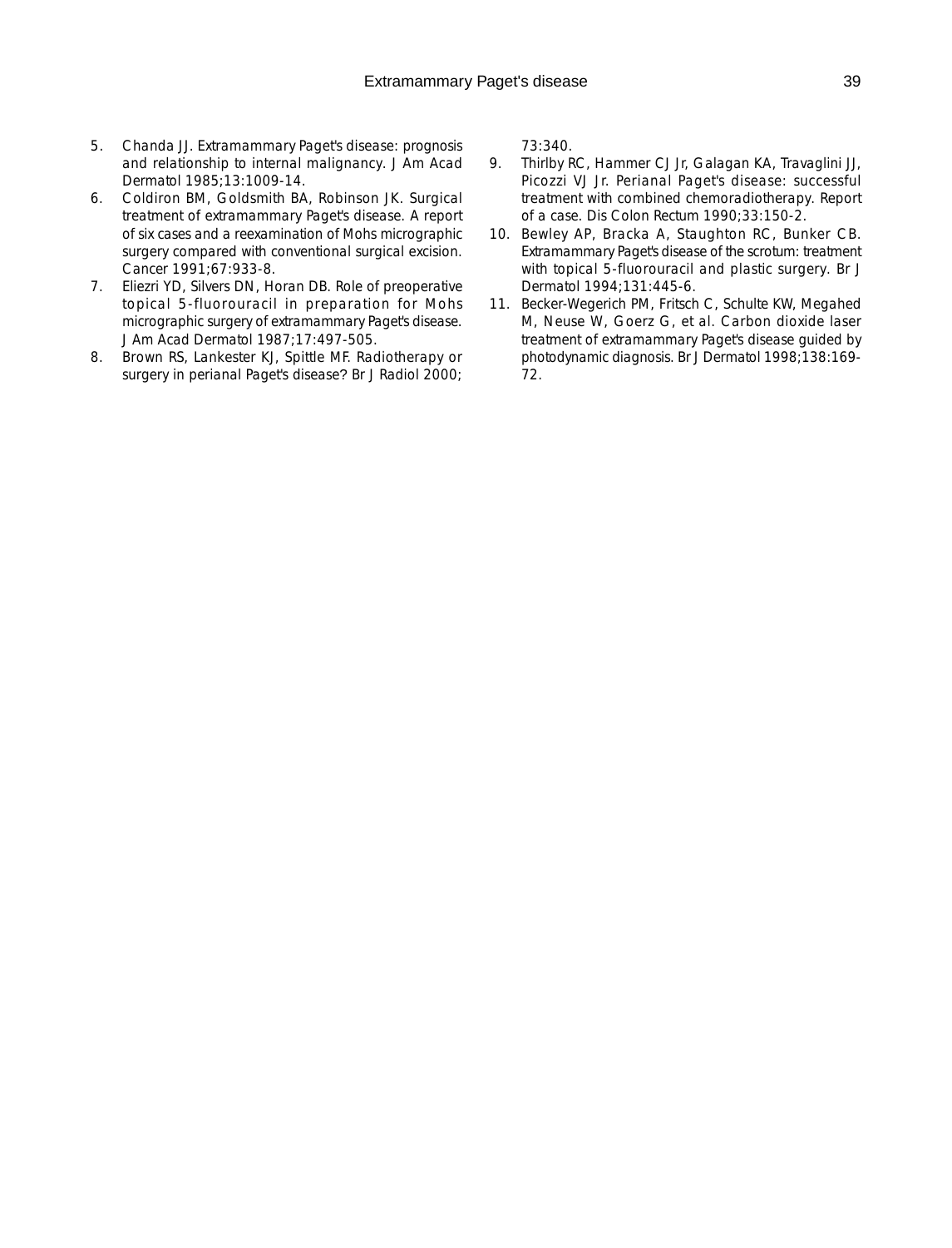5. Chanda JJ. Extramammary Paget's disease: prognosis and relationship to internal malignancy. J Am Acad Dermatol 1985;13:1009-14.
6. Coldiron BM, Goldsmith BA, Robinson JK. Surgical treatment of extramammary Paget's disease. A report of six cases and a reexamination of Mohs micrographic surgery compared with conventional surgical excision. Cancer 1991;67:933-8.
7. Eliezri YD, Silvers DN, Horan DB. Role of preoperative topical 5-fluorouracil in preparation for Mohs micrographic surgery of extramammary Paget's disease. J Am Acad Dermatol 1987;17:497-505.
8. Brown RS, Lankester KJ, Spittle MF. Radiotherapy or surgery in perianal Paget's disease? Br J Radiol 2000; 73:340.
9. Thirlby RC, Hammer CJ Jr, Galagan KA, Travaglini JJ, Picozzi VJ Jr. Perianal Paget's disease: successful treatment with combined chemoradiotherapy. Report of a case. Dis Colon Rectum 1990;33:150-2.
10. Bewley AP, Bracka A, Staughton RC, Bunker CB. Extramammary Paget's disease of the scrotum: treatment with topical 5-fluorouracil and plastic surgery. Br J Dermatol 1994;131:445-6.
11. Becker-Wegerich PM, Fritsch C, Schulte KW, Megahed M, Neuse W, Goerz G, et al. Carbon dioxide laser treatment of extramammary Paget's disease guided by photodynamic diagnosis. Br J Dermatol 1998;138:169-72.